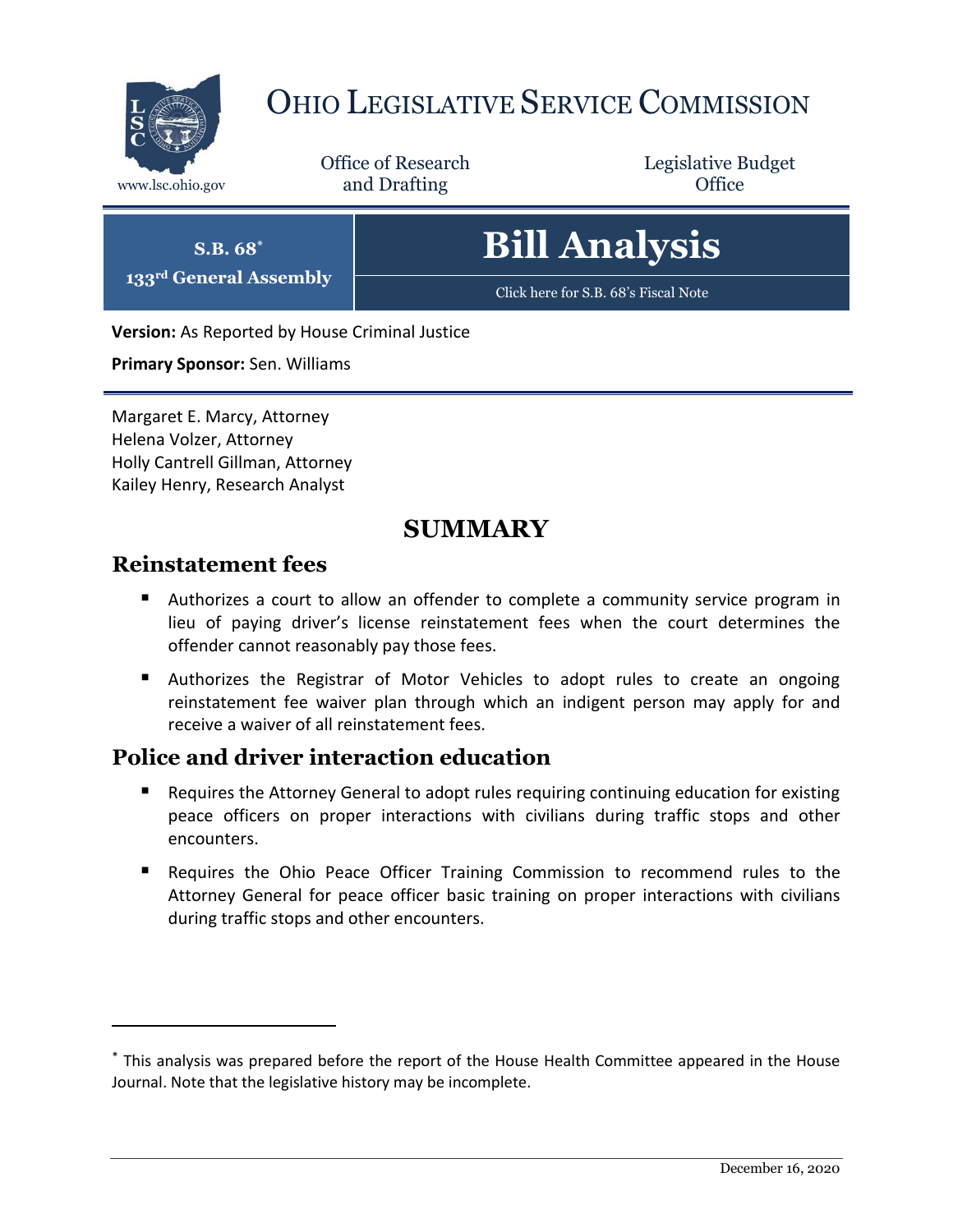# OHIO LEGISLATIVE SERVICE COMMISSION

www.lsc.ohio.gov

Office of Research and Drafting

Legislative Budget Office

**S.B. 68***
**133rd General Assembly**

# Bill Analysis

Click here for S.B. 68's Fiscal Note

**Version:** As Reported by House Criminal Justice

**Primary Sponsor:** Sen. Williams

Margaret E. Marcy, Attorney
Helena Volzer, Attorney
Holly Cantrell Gillman, Attorney
Kailey Henry, Research Analyst

## SUMMARY

### Reinstatement fees

- Authorizes a court to allow an offender to complete a community service program in lieu of paying driver's license reinstatement fees when the court determines the offender cannot reasonably pay those fees.
- Authorizes the Registrar of Motor Vehicles to adopt rules to create an ongoing reinstatement fee waiver plan through which an indigent person may apply for and receive a waiver of all reinstatement fees.

### Police and driver interaction education

- Requires the Attorney General to adopt rules requiring continuing education for existing peace officers on proper interactions with civilians during traffic stops and other encounters.
- Requires the Ohio Peace Officer Training Commission to recommend rules to the Attorney General for peace officer basic training on proper interactions with civilians during traffic stops and other encounters.

---

* This analysis was prepared before the report of the House Health Committee appeared in the House Journal. Note that the legislative history may be incomplete.

December 16, 2020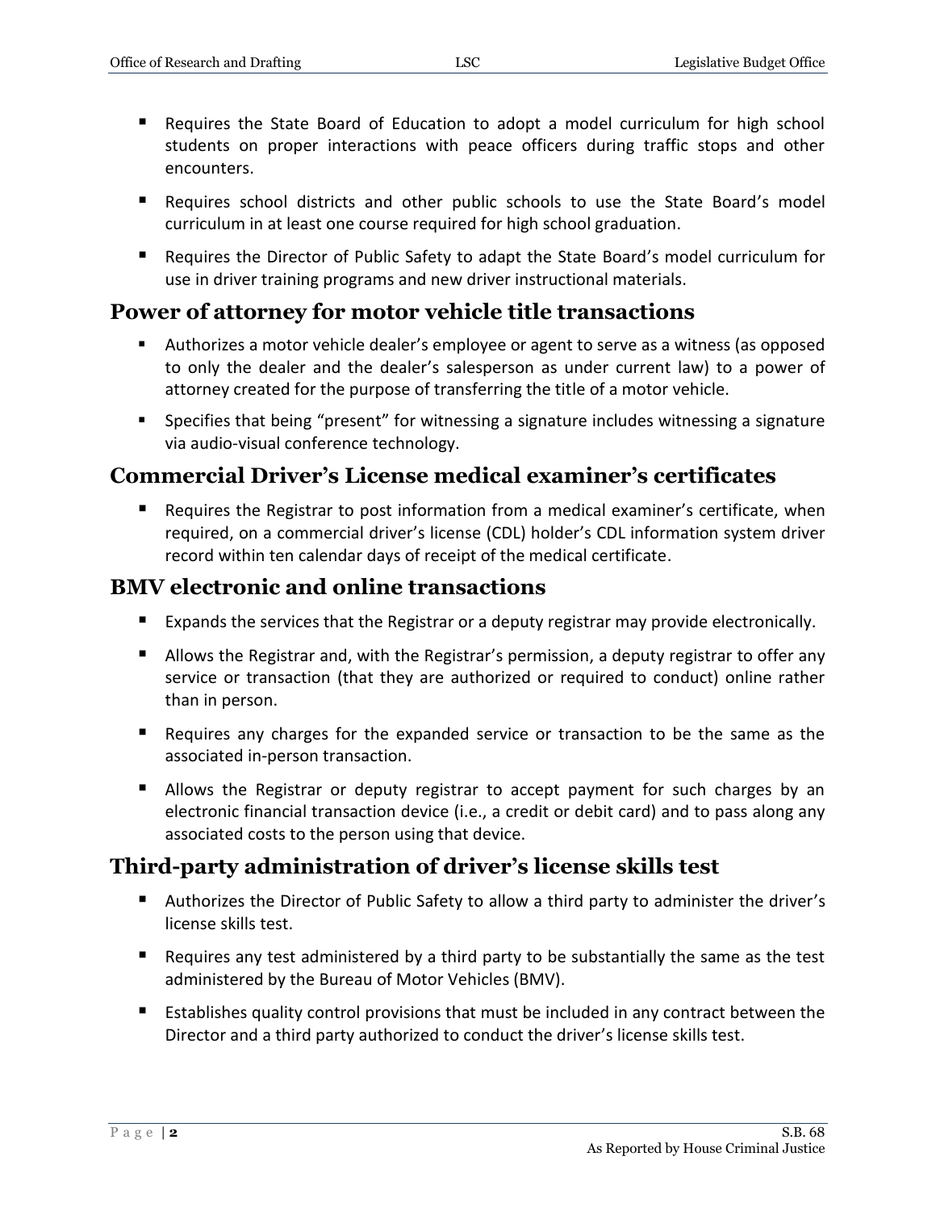- Requires the State Board of Education to adopt a model curriculum for high school students on proper interactions with peace officers during traffic stops and other encounters.
- Requires school districts and other public schools to use the State Board's model curriculum in at least one course required for high school graduation.
- Requires the Director of Public Safety to adapt the State Board's model curriculum for use in driver training programs and new driver instructional materials.

## Power of attorney for motor vehicle title transactions

- Authorizes a motor vehicle dealer's employee or agent to serve as a witness (as opposed to only the dealer and the dealer's salesperson as under current law) to a power of attorney created for the purpose of transferring the title of a motor vehicle.
- Specifies that being "present" for witnessing a signature includes witnessing a signature via audio-visual conference technology.

## Commercial Driver's License medical examiner's certificates

- Requires the Registrar to post information from a medical examiner's certificate, when required, on a commercial driver's license (CDL) holder's CDL information system driver record within ten calendar days of receipt of the medical certificate.

## BMV electronic and online transactions

- Expands the services that the Registrar or a deputy registrar may provide electronically.
- Allows the Registrar and, with the Registrar's permission, a deputy registrar to offer any service or transaction (that they are authorized or required to conduct) online rather than in person.
- Requires any charges for the expanded service or transaction to be the same as the associated in-person transaction.
- Allows the Registrar or deputy registrar to accept payment for such charges by an electronic financial transaction device (i.e., a credit or debit card) and to pass along any associated costs to the person using that device.

## Third-party administration of driver's license skills test

- Authorizes the Director of Public Safety to allow a third party to administer the driver's license skills test.
- Requires any test administered by a third party to be substantially the same as the test administered by the Bureau of Motor Vehicles (BMV).
- Establishes quality control provisions that must be included in any contract between the Director and a third party authorized to conduct the driver's license skills test.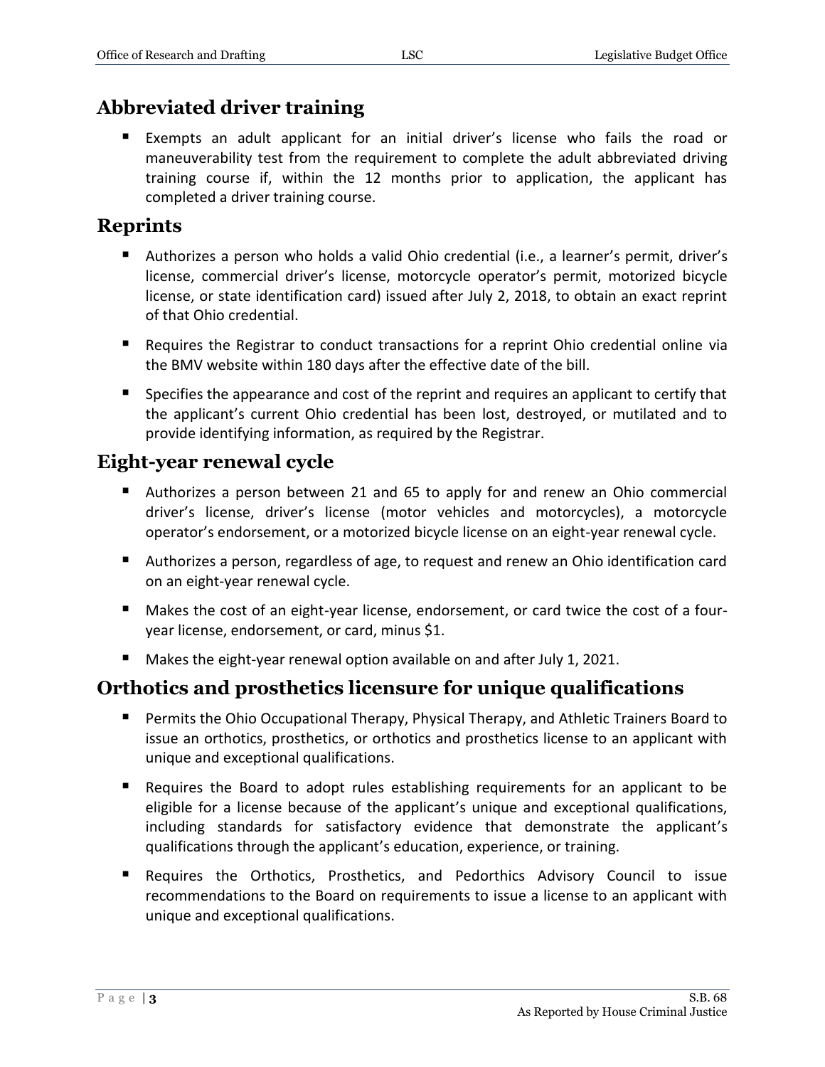## Abbreviated driver training

- Exempts an adult applicant for an initial driver's license who fails the road or maneuverability test from the requirement to complete the adult abbreviated driving training course if, within the 12 months prior to application, the applicant has completed a driver training course.

## Reprints

- Authorizes a person who holds a valid Ohio credential (i.e., a learner's permit, driver's license, commercial driver's license, motorcycle operator's permit, motorized bicycle license, or state identification card) issued after July 2, 2018, to obtain an exact reprint of that Ohio credential.
- Requires the Registrar to conduct transactions for a reprint Ohio credential online via the BMV website within 180 days after the effective date of the bill.
- Specifies the appearance and cost of the reprint and requires an applicant to certify that the applicant's current Ohio credential has been lost, destroyed, or mutilated and to provide identifying information, as required by the Registrar.

## Eight-year renewal cycle

- Authorizes a person between 21 and 65 to apply for and renew an Ohio commercial driver's license, driver's license (motor vehicles and motorcycles), a motorcycle operator's endorsement, or a motorized bicycle license on an eight-year renewal cycle.
- Authorizes a person, regardless of age, to request and renew an Ohio identification card on an eight-year renewal cycle.
- Makes the cost of an eight-year license, endorsement, or card twice the cost of a four-year license, endorsement, or card, minus $1.
- Makes the eight-year renewal option available on and after July 1, 2021.

## Orthotics and prosthetics licensure for unique qualifications

- Permits the Ohio Occupational Therapy, Physical Therapy, and Athletic Trainers Board to issue an orthotics, prosthetics, or orthotics and prosthetics license to an applicant with unique and exceptional qualifications.
- Requires the Board to adopt rules establishing requirements for an applicant to be eligible for a license because of the applicant's unique and exceptional qualifications, including standards for satisfactory evidence that demonstrate the applicant's qualifications through the applicant's education, experience, or training.
- Requires the Orthotics, Prosthetics, and Pedorthics Advisory Council to issue recommendations to the Board on requirements to issue a license to an applicant with unique and exceptional qualifications.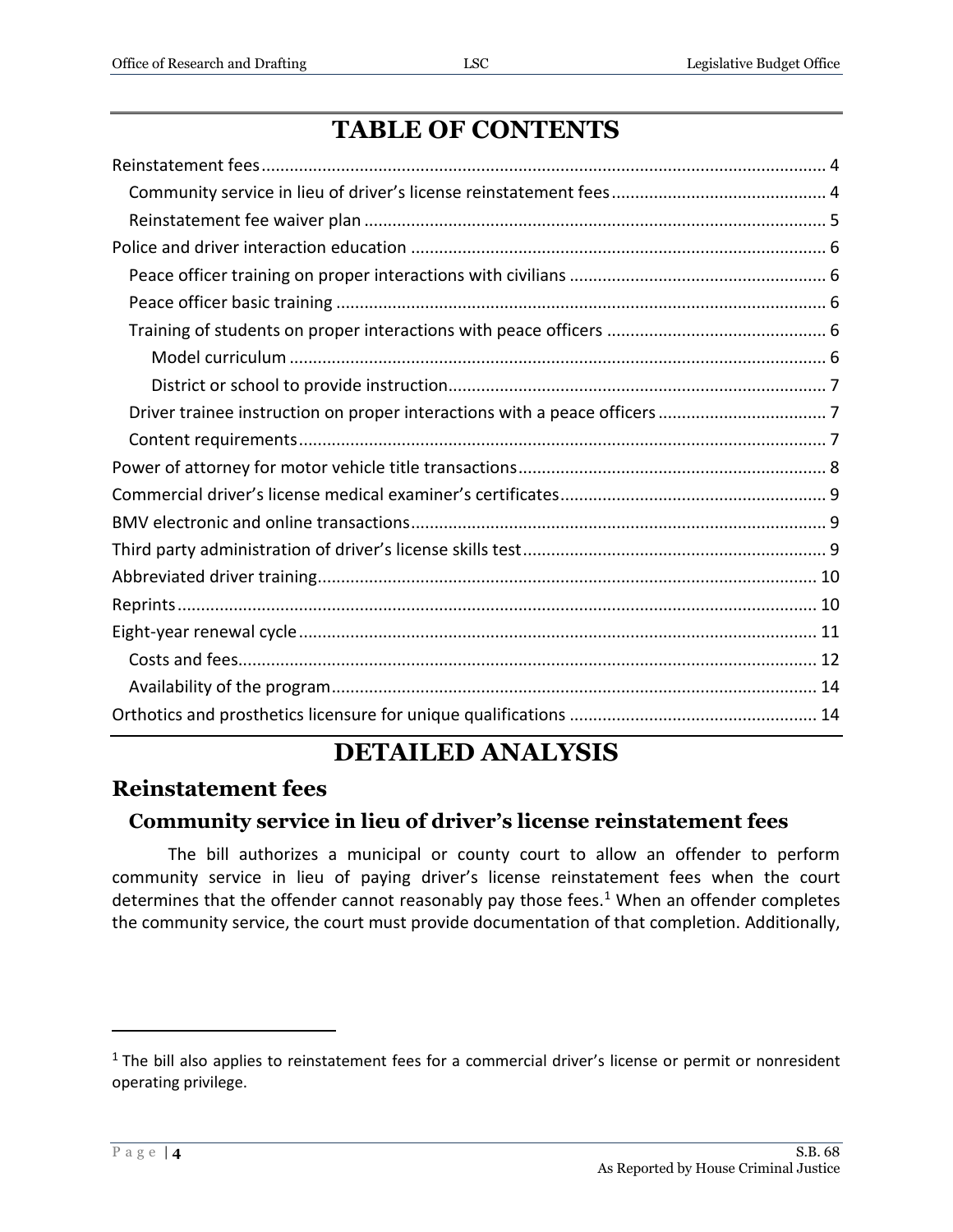# TABLE OF CONTENTS

Reinstatement fees ........................................................................................................................ 4

Community service in lieu of driver's license reinstatement fees ............................................. 4

Reinstatement fee waiver plan .................................................................................................. 5

Police and driver interaction education ........................................................................................ 6

Peace officer training on proper interactions with civilians ....................................................... 6

Peace officer basic training ........................................................................................................ 6

Training of students on proper interactions with peace officers ............................................... 6

Model curriculum .................................................................................................................. 6

District or school to provide instruction................................................................................. 7

Driver trainee instruction on proper interactions with a peace officers .................................... 7

Content requirements................................................................................................................ 7

Power of attorney for motor vehicle title transactions.................................................................. 8

Commercial driver's license medical examiner's certificates......................................................... 9

BMV electronic and online transactions......................................................................................... 9

Third party administration of driver's license skills test................................................................. 9

Abbreviated driver training.......................................................................................................... 10

Reprints........................................................................................................................................ 10

Eight-year renewal cycle .............................................................................................................. 11

Costs and fees........................................................................................................................... 12

Availability of the program....................................................................................................... 14

Orthotics and prosthetics licensure for unique qualifications ..................................................... 14

# DETAILED ANALYSIS

## Reinstatement fees

### Community service in lieu of driver's license reinstatement fees

The bill authorizes a municipal or county court to allow an offender to perform community service in lieu of paying driver's license reinstatement fees when the court determines that the offender cannot reasonably pay those fees.[1] When an offender completes the community service, the court must provide documentation of that completion. Additionally,

---

[1] The bill also applies to reinstatement fees for a commercial driver's license or permit or nonresident operating privilege.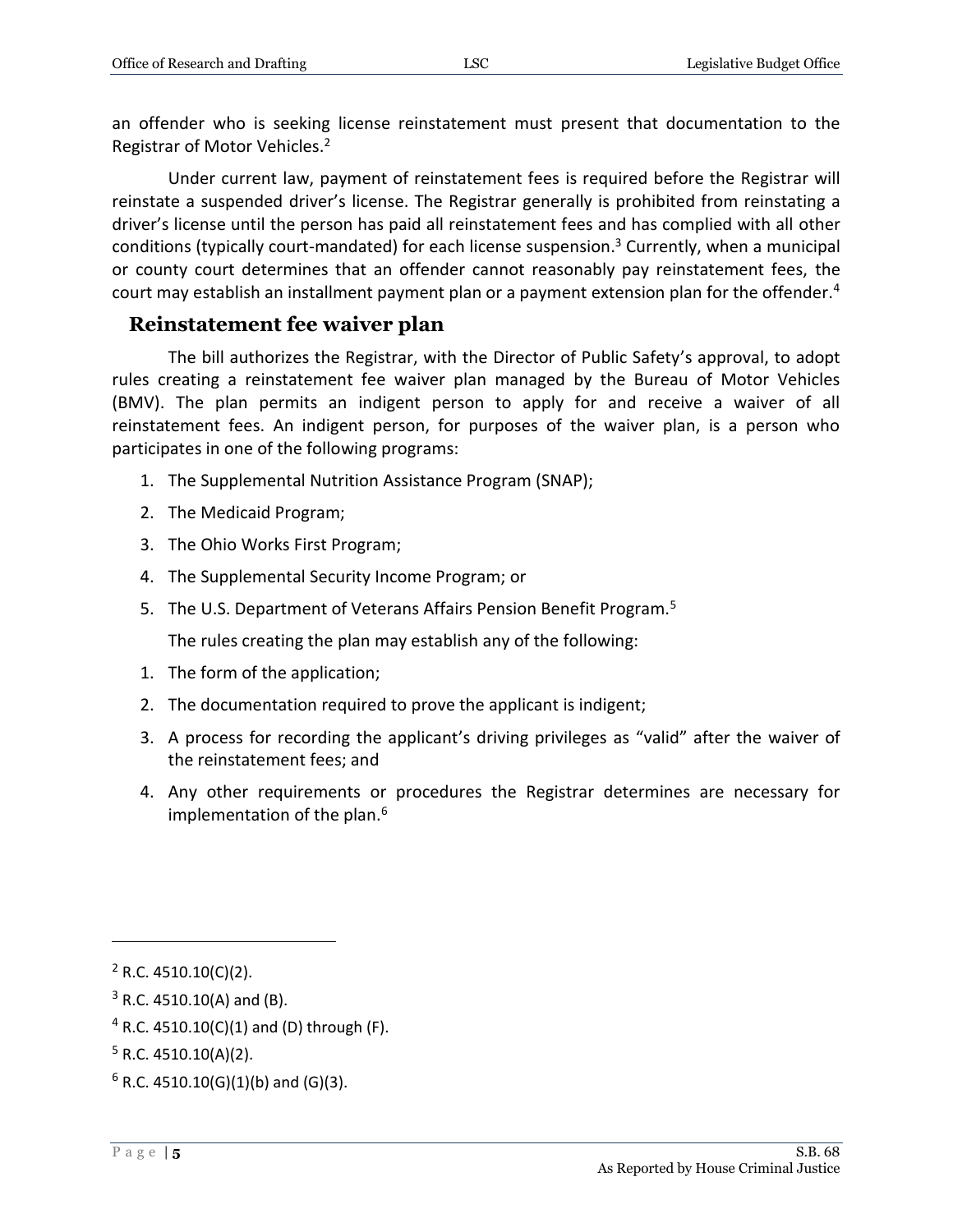an offender who is seeking license reinstatement must present that documentation to the Registrar of Motor Vehicles.[2]

Under current law, payment of reinstatement fees is required before the Registrar will reinstate a suspended driver's license. The Registrar generally is prohibited from reinstating a driver's license until the person has paid all reinstatement fees and has complied with all other conditions (typically court-mandated) for each license suspension.[3] Currently, when a municipal or county court determines that an offender cannot reasonably pay reinstatement fees, the court may establish an installment payment plan or a payment extension plan for the offender.[4]

## Reinstatement fee waiver plan

The bill authorizes the Registrar, with the Director of Public Safety's approval, to adopt rules creating a reinstatement fee waiver plan managed by the Bureau of Motor Vehicles (BMV). The plan permits an indigent person to apply for and receive a waiver of all reinstatement fees. An indigent person, for purposes of the waiver plan, is a person who participates in one of the following programs:

1. The Supplemental Nutrition Assistance Program (SNAP);
2. The Medicaid Program;
3. The Ohio Works First Program;
4. The Supplemental Security Income Program; or
5. The U.S. Department of Veterans Affairs Pension Benefit Program.[5]

The rules creating the plan may establish any of the following:

1. The form of the application;
2. The documentation required to prove the applicant is indigent;
3. A process for recording the applicant's driving privileges as "valid" after the waiver of the reinstatement fees; and
4. Any other requirements or procedures the Registrar determines are necessary for implementation of the plan.[6]

---

[2] R.C. 4510.10(C)(2).

[3] R.C. 4510.10(A) and (B).

[4] R.C. 4510.10(C)(1) and (D) through (F).

[5] R.C. 4510.10(A)(2).

[6] R.C. 4510.10(G)(1)(b) and (G)(3).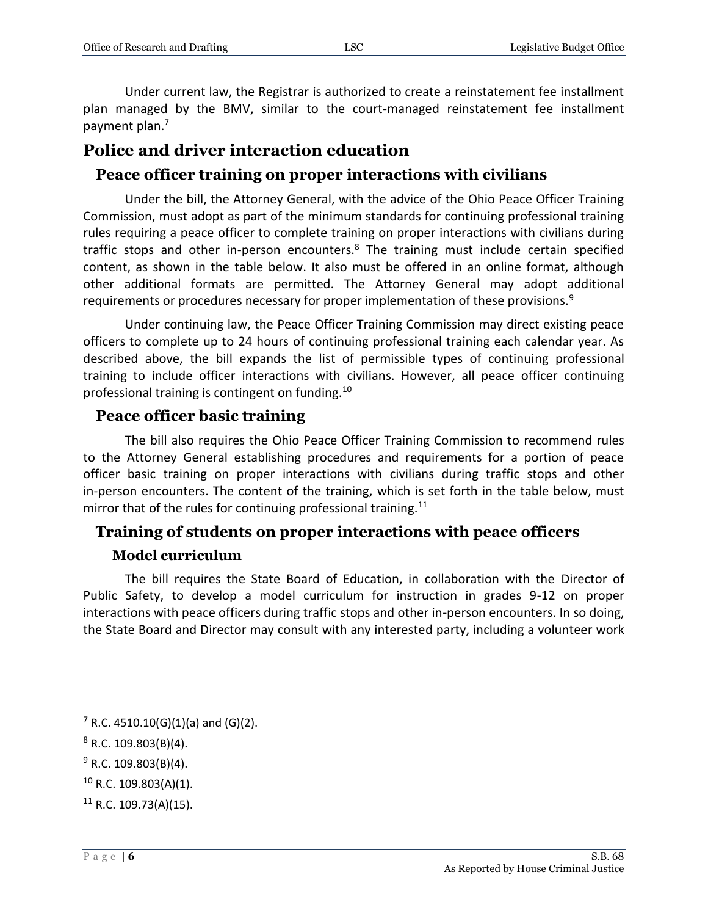Under current law, the Registrar is authorized to create a reinstatement fee installment plan managed by the BMV, similar to the court-managed reinstatement fee installment payment plan.[7]

## Police and driver interaction education

### Peace officer training on proper interactions with civilians

Under the bill, the Attorney General, with the advice of the Ohio Peace Officer Training Commission, must adopt as part of the minimum standards for continuing professional training rules requiring a peace officer to complete training on proper interactions with civilians during traffic stops and other in-person encounters.[8] The training must include certain specified content, as shown in the table below. It also must be offered in an online format, although other additional formats are permitted. The Attorney General may adopt additional requirements or procedures necessary for proper implementation of these provisions.[9]

Under continuing law, the Peace Officer Training Commission may direct existing peace officers to complete up to 24 hours of continuing professional training each calendar year. As described above, the bill expands the list of permissible types of continuing professional training to include officer interactions with civilians. However, all peace officer continuing professional training is contingent on funding.[10]

### Peace officer basic training

The bill also requires the Ohio Peace Officer Training Commission to recommend rules to the Attorney General establishing procedures and requirements for a portion of peace officer basic training on proper interactions with civilians during traffic stops and other in-person encounters. The content of the training, which is set forth in the table below, must mirror that of the rules for continuing professional training.[11]

### Training of students on proper interactions with peace officers

#### Model curriculum

The bill requires the State Board of Education, in collaboration with the Director of Public Safety, to develop a model curriculum for instruction in grades 9-12 on proper interactions with peace officers during traffic stops and other in-person encounters. In so doing, the State Board and Director may consult with any interested party, including a volunteer work

---

[7] R.C. 4510.10(G)(1)(a) and (G)(2).

[8] R.C. 109.803(B)(4).

[9] R.C. 109.803(B)(4).

[10] R.C. 109.803(A)(1).

[11] R.C. 109.73(A)(15).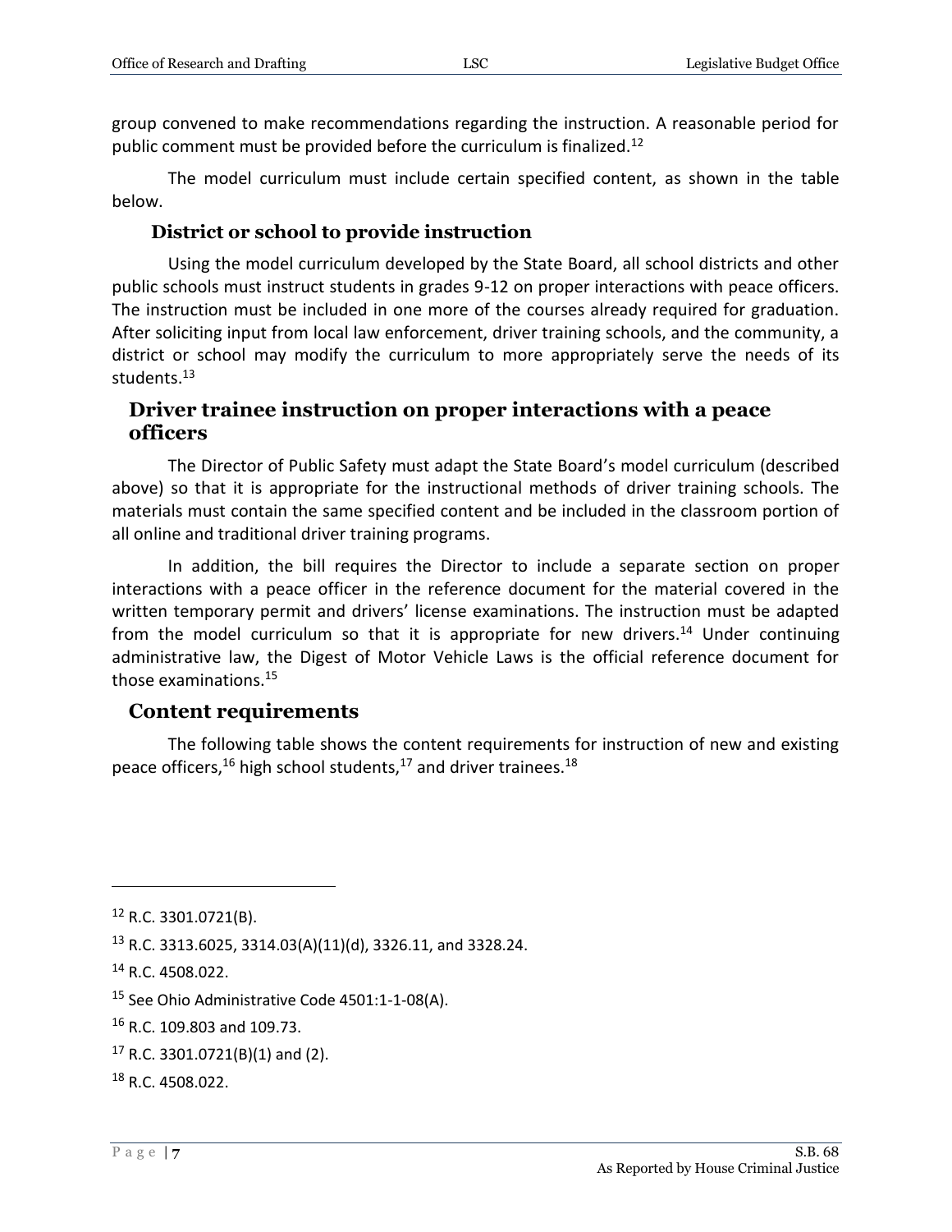group convened to make recommendations regarding the instruction. A reasonable period for public comment must be provided before the curriculum is finalized.[12]

The model curriculum must include certain specified content, as shown in the table below.

### District or school to provide instruction

Using the model curriculum developed by the State Board, all school districts and other public schools must instruct students in grades 9-12 on proper interactions with peace officers. The instruction must be included in one more of the courses already required for graduation. After soliciting input from local law enforcement, driver training schools, and the community, a district or school may modify the curriculum to more appropriately serve the needs of its students.[13]

## Driver trainee instruction on proper interactions with a peace officers

The Director of Public Safety must adapt the State Board's model curriculum (described above) so that it is appropriate for the instructional methods of driver training schools. The materials must contain the same specified content and be included in the classroom portion of all online and traditional driver training programs.

In addition, the bill requires the Director to include a separate section on proper interactions with a peace officer in the reference document for the material covered in the written temporary permit and drivers' license examinations. The instruction must be adapted from the model curriculum so that it is appropriate for new drivers.[14] Under continuing administrative law, the Digest of Motor Vehicle Laws is the official reference document for those examinations.[15]

## Content requirements

The following table shows the content requirements for instruction of new and existing peace officers,[16] high school students,[17] and driver trainees.[18]

---

[12] R.C. 3301.0721(B).

[13] R.C. 3313.6025, 3314.03(A)(11)(d), 3326.11, and 3328.24.

[14] R.C. 4508.022.

[15] See Ohio Administrative Code 4501:1-1-08(A).

[16] R.C. 109.803 and 109.73.

[17] R.C. 3301.0721(B)(1) and (2).

[18] R.C. 4508.022.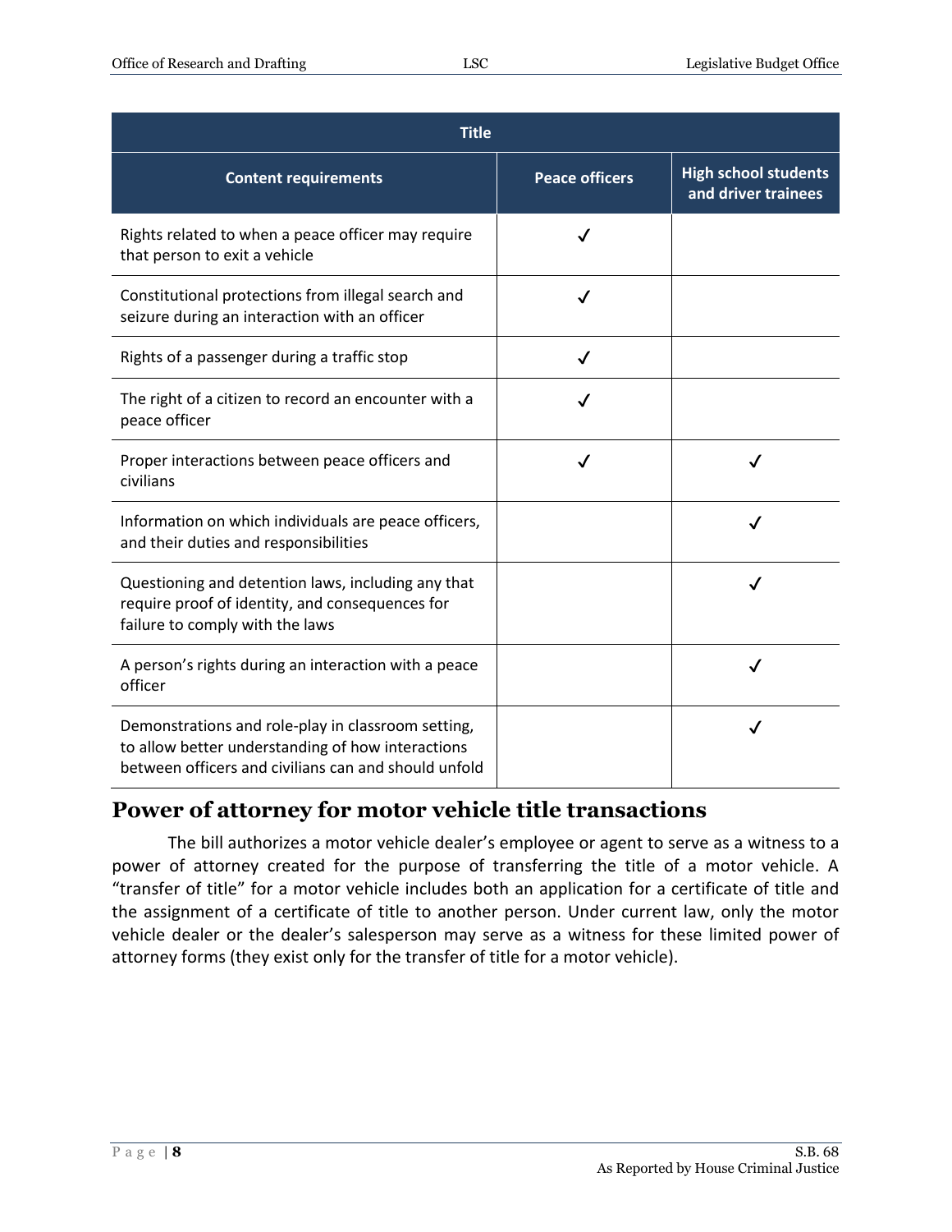| Title | | |
|---|---|---|
| **Content requirements** | **Peace officers** | **High school students and driver trainees** |
| Rights related to when a peace officer may require that person to exit a vehicle | ✓ | |
| Constitutional protections from illegal search and seizure during an interaction with an officer | ✓ | |
| Rights of a passenger during a traffic stop | ✓ | |
| The right of a citizen to record an encounter with a peace officer | ✓ | |
| Proper interactions between peace officers and civilians | ✓ | ✓ |
| Information on which individuals are peace officers, and their duties and responsibilities | | ✓ |
| Questioning and detention laws, including any that require proof of identity, and consequences for failure to comply with the laws | | ✓ |
| A person's rights during an interaction with a peace officer | | ✓ |
| Demonstrations and role-play in classroom setting, to allow better understanding of how interactions between officers and civilians can and should unfold | | ✓ |

## Power of attorney for motor vehicle title transactions

The bill authorizes a motor vehicle dealer's employee or agent to serve as a witness to a power of attorney created for the purpose of transferring the title of a motor vehicle. A "transfer of title" for a motor vehicle includes both an application for a certificate of title and the assignment of a certificate of title to another person. Under current law, only the motor vehicle dealer or the dealer's salesperson may serve as a witness for these limited power of attorney forms (they exist only for the transfer of title for a motor vehicle).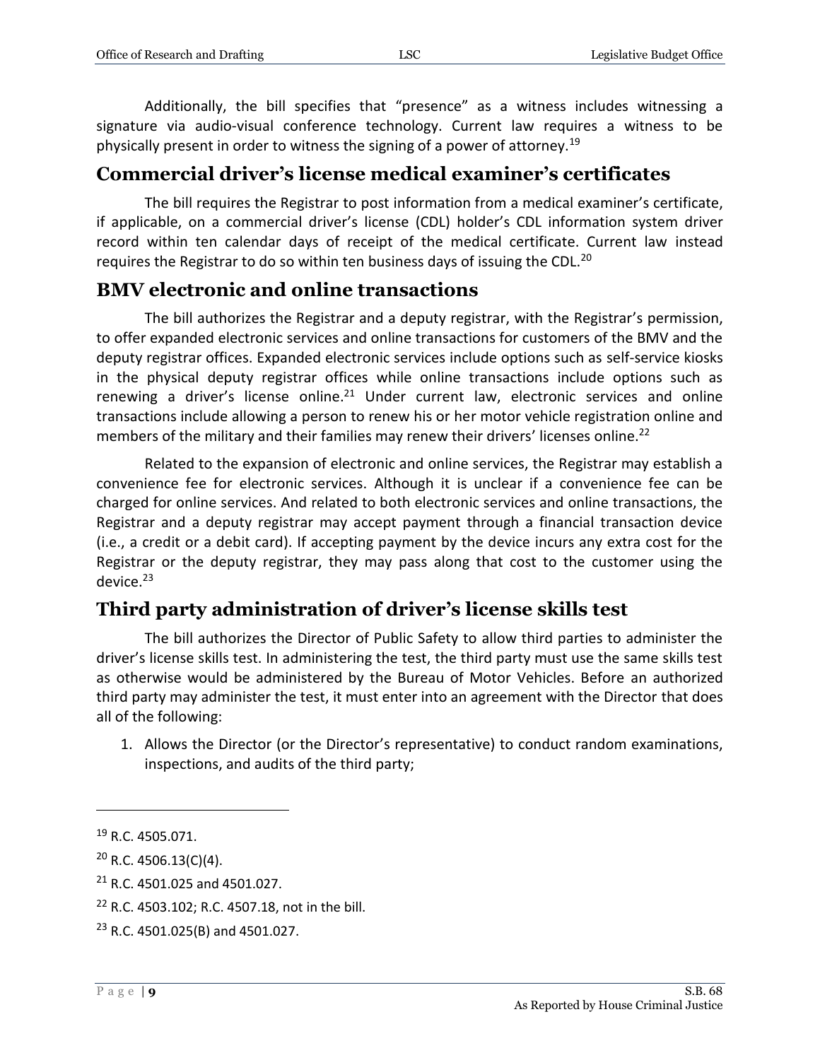Additionally, the bill specifies that "presence" as a witness includes witnessing a signature via audio-visual conference technology. Current law requires a witness to be physically present in order to witness the signing of a power of attorney.[19]

## Commercial driver's license medical examiner's certificates

The bill requires the Registrar to post information from a medical examiner's certificate, if applicable, on a commercial driver's license (CDL) holder's CDL information system driver record within ten calendar days of receipt of the medical certificate. Current law instead requires the Registrar to do so within ten business days of issuing the CDL.[20]

## BMV electronic and online transactions

The bill authorizes the Registrar and a deputy registrar, with the Registrar's permission, to offer expanded electronic services and online transactions for customers of the BMV and the deputy registrar offices. Expanded electronic services include options such as self-service kiosks in the physical deputy registrar offices while online transactions include options such as renewing a driver's license online.[21] Under current law, electronic services and online transactions include allowing a person to renew his or her motor vehicle registration online and members of the military and their families may renew their drivers' licenses online.[22]

Related to the expansion of electronic and online services, the Registrar may establish a convenience fee for electronic services. Although it is unclear if a convenience fee can be charged for online services. And related to both electronic services and online transactions, the Registrar and a deputy registrar may accept payment through a financial transaction device (i.e., a credit or a debit card). If accepting payment by the device incurs any extra cost for the Registrar or the deputy registrar, they may pass along that cost to the customer using the device.[23]

## Third party administration of driver's license skills test

The bill authorizes the Director of Public Safety to allow third parties to administer the driver's license skills test. In administering the test, the third party must use the same skills test as otherwise would be administered by the Bureau of Motor Vehicles. Before an authorized third party may administer the test, it must enter into an agreement with the Director that does all of the following:

1. Allows the Director (or the Director's representative) to conduct random examinations, inspections, and audits of the third party;

---

[19] R.C. 4505.071.

[20] R.C. 4506.13(C)(4).

[21] R.C. 4501.025 and 4501.027.

[22] R.C. 4503.102; R.C. 4507.18, not in the bill.

[23] R.C. 4501.025(B) and 4501.027.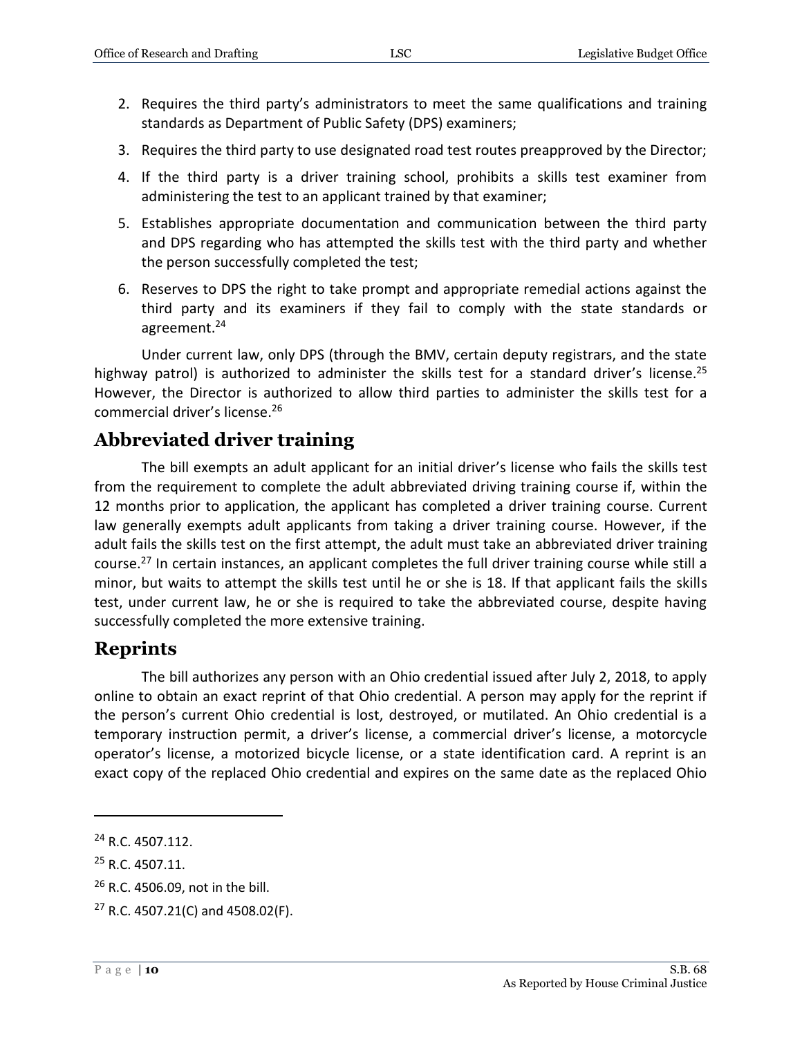2. Requires the third party's administrators to meet the same qualifications and training standards as Department of Public Safety (DPS) examiners;
3. Requires the third party to use designated road test routes preapproved by the Director;
4. If the third party is a driver training school, prohibits a skills test examiner from administering the test to an applicant trained by that examiner;
5. Establishes appropriate documentation and communication between the third party and DPS regarding who has attempted the skills test with the third party and whether the person successfully completed the test;
6. Reserves to DPS the right to take prompt and appropriate remedial actions against the third party and its examiners if they fail to comply with the state standards or agreement.[24]

Under current law, only DPS (through the BMV, certain deputy registrars, and the state highway patrol) is authorized to administer the skills test for a standard driver's license.[25] However, the Director is authorized to allow third parties to administer the skills test for a commercial driver's license.[26]

## Abbreviated driver training

The bill exempts an adult applicant for an initial driver's license who fails the skills test from the requirement to complete the adult abbreviated driving training course if, within the 12 months prior to application, the applicant has completed a driver training course. Current law generally exempts adult applicants from taking a driver training course. However, if the adult fails the skills test on the first attempt, the adult must take an abbreviated driver training course.[27] In certain instances, an applicant completes the full driver training course while still a minor, but waits to attempt the skills test until he or she is 18. If that applicant fails the skills test, under current law, he or she is required to take the abbreviated course, despite having successfully completed the more extensive training.

## Reprints

The bill authorizes any person with an Ohio credential issued after July 2, 2018, to apply online to obtain an exact reprint of that Ohio credential. A person may apply for the reprint if the person's current Ohio credential is lost, destroyed, or mutilated. An Ohio credential is a temporary instruction permit, a driver's license, a commercial driver's license, a motorcycle operator's license, a motorized bicycle license, or a state identification card. A reprint is an exact copy of the replaced Ohio credential and expires on the same date as the replaced Ohio

---

[24] R.C. 4507.112.

[25] R.C. 4507.11.

[26] R.C. 4506.09, not in the bill.

[27] R.C. 4507.21(C) and 4508.02(F).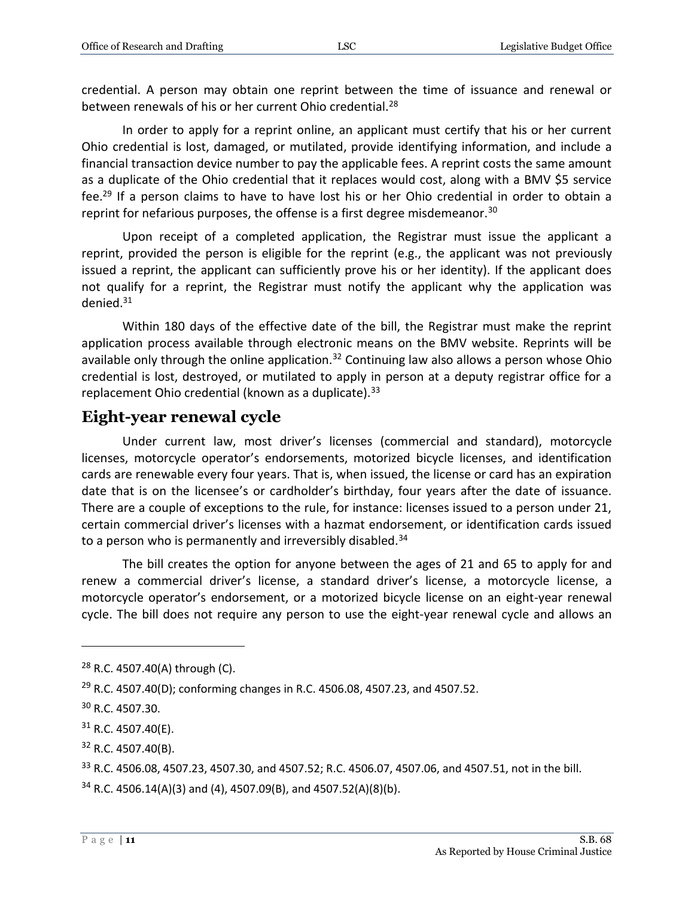credential. A person may obtain one reprint between the time of issuance and renewal or between renewals of his or her current Ohio credential.[28]

In order to apply for a reprint online, an applicant must certify that his or her current Ohio credential is lost, damaged, or mutilated, provide identifying information, and include a financial transaction device number to pay the applicable fees. A reprint costs the same amount as a duplicate of the Ohio credential that it replaces would cost, along with a BMV $5 service fee.[29] If a person claims to have to have lost his or her Ohio credential in order to obtain a reprint for nefarious purposes, the offense is a first degree misdemeanor.[30]

Upon receipt of a completed application, the Registrar must issue the applicant a reprint, provided the person is eligible for the reprint (e.g., the applicant was not previously issued a reprint, the applicant can sufficiently prove his or her identity). If the applicant does not qualify for a reprint, the Registrar must notify the applicant why the application was denied.[31]

Within 180 days of the effective date of the bill, the Registrar must make the reprint application process available through electronic means on the BMV website. Reprints will be available only through the online application.[32] Continuing law also allows a person whose Ohio credential is lost, destroyed, or mutilated to apply in person at a deputy registrar office for a replacement Ohio credential (known as a duplicate).[33]

## Eight-year renewal cycle

Under current law, most driver's licenses (commercial and standard), motorcycle licenses, motorcycle operator's endorsements, motorized bicycle licenses, and identification cards are renewable every four years. That is, when issued, the license or card has an expiration date that is on the licensee's or cardholder's birthday, four years after the date of issuance. There are a couple of exceptions to the rule, for instance: licenses issued to a person under 21, certain commercial driver's licenses with a hazmat endorsement, or identification cards issued to a person who is permanently and irreversibly disabled.[34]

The bill creates the option for anyone between the ages of 21 and 65 to apply for and renew a commercial driver's license, a standard driver's license, a motorcycle license, a motorcycle operator's endorsement, or a motorized bicycle license on an eight-year renewal cycle. The bill does not require any person to use the eight-year renewal cycle and allows an

---

[28] R.C. 4507.40(A) through (C).

[29] R.C. 4507.40(D); conforming changes in R.C. 4506.08, 4507.23, and 4507.52.

[30] R.C. 4507.30.

[31] R.C. 4507.40(E).

[32] R.C. 4507.40(B).

[33] R.C. 4506.08, 4507.23, 4507.30, and 4507.52; R.C. 4506.07, 4507.06, and 4507.51, not in the bill.

[34] R.C. 4506.14(A)(3) and (4), 4507.09(B), and 4507.52(A)(8)(b).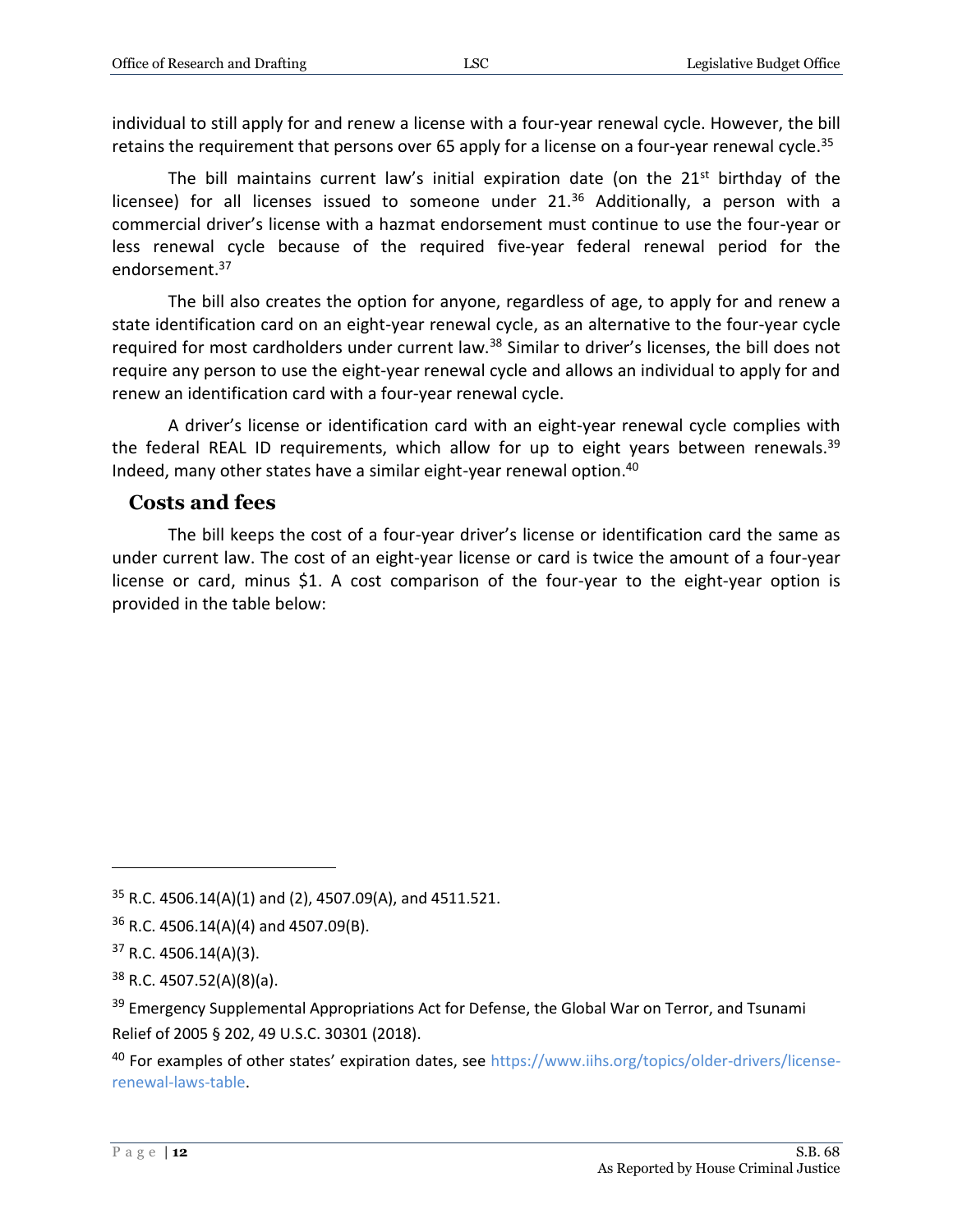individual to still apply for and renew a license with a four-year renewal cycle. However, the bill retains the requirement that persons over 65 apply for a license on a four-year renewal cycle.[35]

The bill maintains current law's initial expiration date (on the 21st birthday of the licensee) for all licenses issued to someone under 21.[36] Additionally, a person with a commercial driver's license with a hazmat endorsement must continue to use the four-year or less renewal cycle because of the required five-year federal renewal period for the endorsement.[37]

The bill also creates the option for anyone, regardless of age, to apply for and renew a state identification card on an eight-year renewal cycle, as an alternative to the four-year cycle required for most cardholders under current law.[38] Similar to driver's licenses, the bill does not require any person to use the eight-year renewal cycle and allows an individual to apply for and renew an identification card with a four-year renewal cycle.

A driver's license or identification card with an eight-year renewal cycle complies with the federal REAL ID requirements, which allow for up to eight years between renewals.[39] Indeed, many other states have a similar eight-year renewal option.[40]

## Costs and fees

The bill keeps the cost of a four-year driver's license or identification card the same as under current law. The cost of an eight-year license or card is twice the amount of a four-year license or card, minus $1. A cost comparison of the four-year to the eight-year option is provided in the table below:

---

[35] R.C. 4506.14(A)(1) and (2), 4507.09(A), and 4511.521.

[36] R.C. 4506.14(A)(4) and 4507.09(B).

[37] R.C. 4506.14(A)(3).

[38] R.C. 4507.52(A)(8)(a).

[39] Emergency Supplemental Appropriations Act for Defense, the Global War on Terror, and Tsunami Relief of 2005 § 202, 49 U.S.C. 30301 (2018).

[40] For examples of other states' expiration dates, see https://www.iihs.org/topics/older-drivers/license-renewal-laws-table.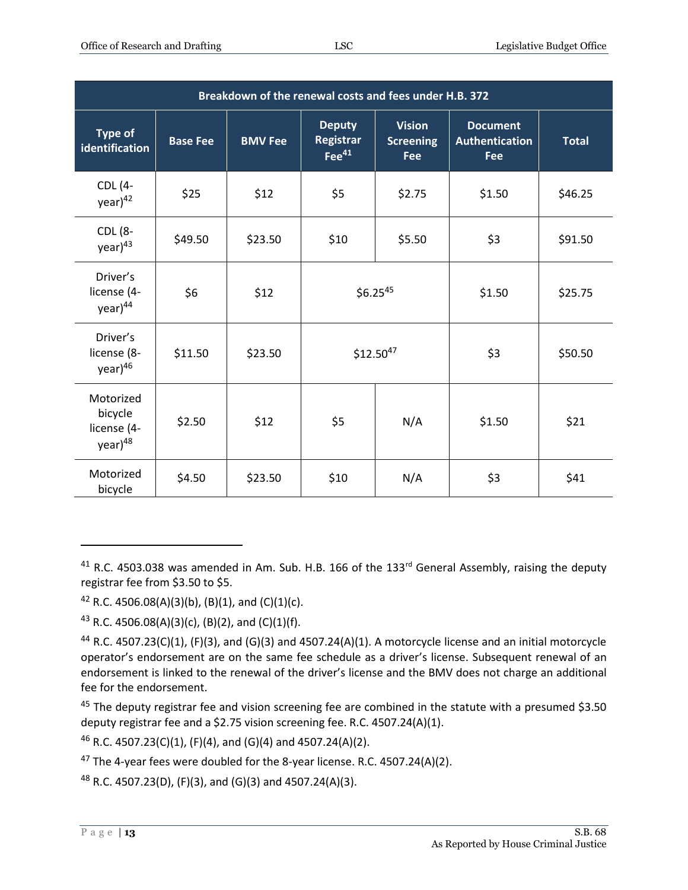| Breakdown of the renewal costs and fees under H.B. 372 | | | | | | |
|---|---|---|---|---|---|---|
| Type of identification | Base Fee | BMV Fee | Deputy Registrar Fee[41] | Vision Screening Fee | Document Authentication Fee | Total |
| CDL (4-year)[42] | $25 | $12 | $5 | $2.75 | $1.50 | $46.25 |
| CDL (8-year)[43] | $49.50 | $23.50 | $10 | $5.50 | $3 | $91.50 |
| Driver's license (4-year)[44] | $6 | $12 | $6.25[45] | | $1.50 | $25.75 |
| Driver's license (8-year)[46] | $11.50 | $23.50 | $12.50[47] | | $3 | $50.50 |
| Motorized bicycle license (4-year)[48] | $2.50 | $12 | $5 | N/A | $1.50 | $21 |
| Motorized bicycle | $4.50 | $23.50 | $10 | N/A | $3 | $41 |

[41] R.C. 4503.038 was amended in Am. Sub. H.B. 166 of the 133rd General Assembly, raising the deputy registrar fee from $3.50 to $5.

[42] R.C. 4506.08(A)(3)(b), (B)(1), and (C)(1)(c).

[43] R.C. 4506.08(A)(3)(c), (B)(2), and (C)(1)(f).

[44] R.C. 4507.23(C)(1), (F)(3), and (G)(3) and 4507.24(A)(1). A motorcycle license and an initial motorcycle operator's endorsement are on the same fee schedule as a driver's license. Subsequent renewal of an endorsement is linked to the renewal of the driver's license and the BMV does not charge an additional fee for the endorsement.

[45] The deputy registrar fee and vision screening fee are combined in the statute with a presumed $3.50 deputy registrar fee and a $2.75 vision screening fee. R.C. 4507.24(A)(1).

[46] R.C. 4507.23(C)(1), (F)(4), and (G)(4) and 4507.24(A)(2).

[47] The 4-year fees were doubled for the 8-year license. R.C. 4507.24(A)(2).

[48] R.C. 4507.23(D), (F)(3), and (G)(3) and 4507.24(A)(3).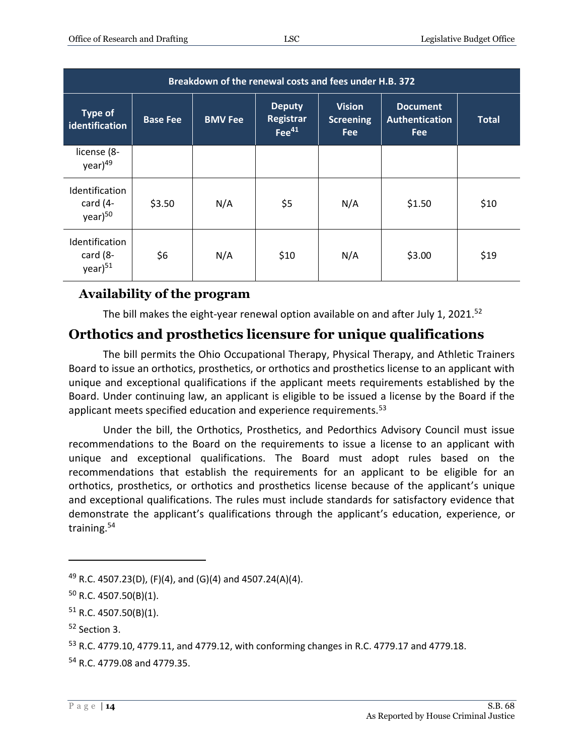| Breakdown of the renewal costs and fees under H.B. 372 | | | | | | |
|---|---|---|---|---|---|---|
| Type of identification | Base Fee | BMV Fee | Deputy Registrar Fee[41] | Vision Screening Fee | Document Authentication Fee | Total |
| license (8-year)[49] | | | | | | |
| Identification card (4-year)[50] | $3.50 | N/A | $5 | N/A | $1.50 | $10 |
| Identification card (8-year)[51] | $6 | N/A | $10 | N/A | $3.00 | $19 |

### Availability of the program

The bill makes the eight-year renewal option available on and after July 1, 2021.[52]

## Orthotics and prosthetics licensure for unique qualifications

The bill permits the Ohio Occupational Therapy, Physical Therapy, and Athletic Trainers Board to issue an orthotics, prosthetics, or orthotics and prosthetics license to an applicant with unique and exceptional qualifications if the applicant meets requirements established by the Board. Under continuing law, an applicant is eligible to be issued a license by the Board if the applicant meets specified education and experience requirements.[53]

Under the bill, the Orthotics, Prosthetics, and Pedorthics Advisory Council must issue recommendations to the Board on the requirements to issue a license to an applicant with unique and exceptional qualifications. The Board must adopt rules based on the recommendations that establish the requirements for an applicant to be eligible for an orthotics, prosthetics, or orthotics and prosthetics license because of the applicant's unique and exceptional qualifications. The rules must include standards for satisfactory evidence that demonstrate the applicant's qualifications through the applicant's education, experience, or training.[54]

---

[49] R.C. 4507.23(D), (F)(4), and (G)(4) and 4507.24(A)(4).

[50] R.C. 4507.50(B)(1).

[51] R.C. 4507.50(B)(1).

[52] Section 3.

[53] R.C. 4779.10, 4779.11, and 4779.12, with conforming changes in R.C. 4779.17 and 4779.18.

[54] R.C. 4779.08 and 4779.35.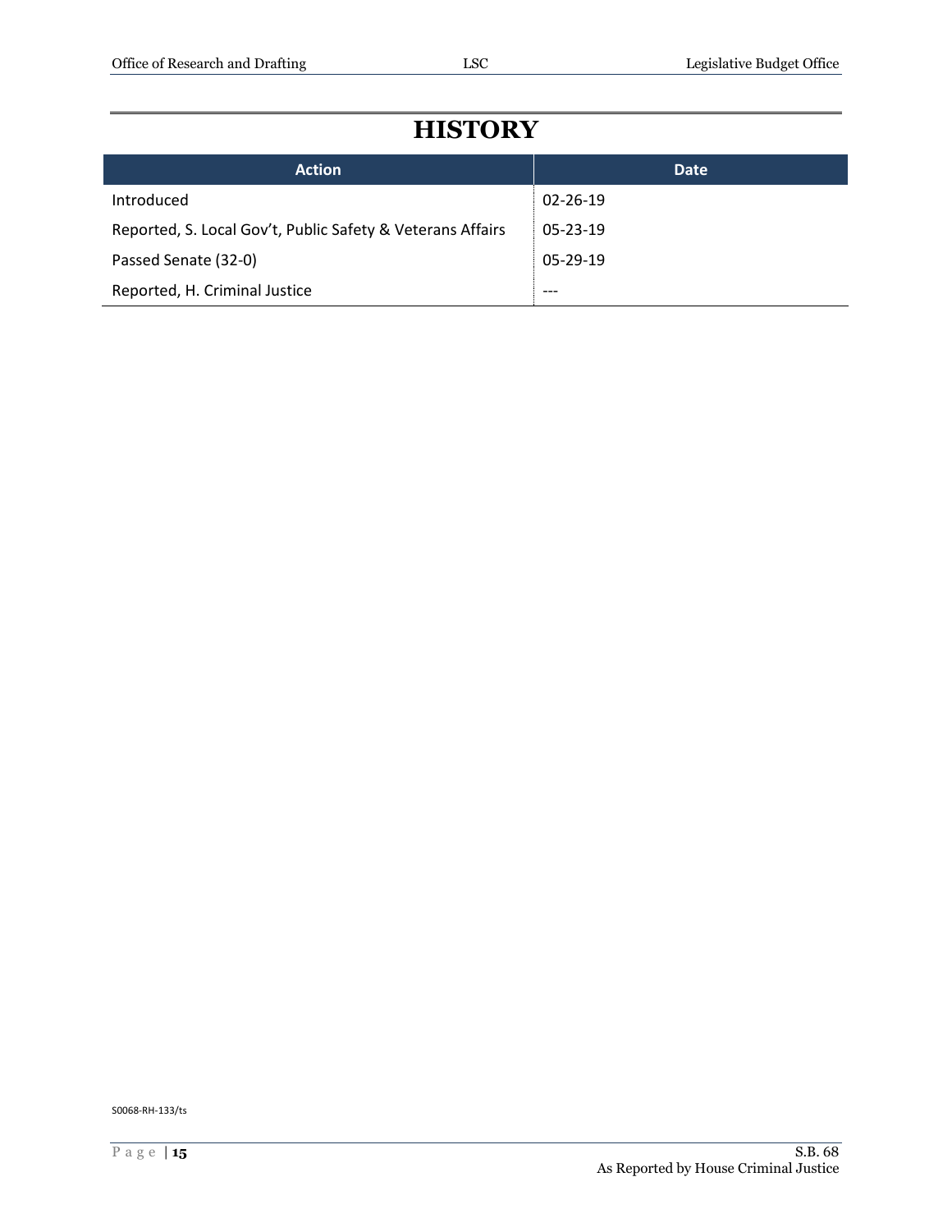# HISTORY

| Action | Date |
|---|---|
| Introduced | 02-26-19 |
| Reported, S. Local Gov't, Public Safety & Veterans Affairs | 05-23-19 |
| Passed Senate (32-0) | 05-29-19 |
| Reported, H. Criminal Justice | --- |

S0068-RH-133/ts